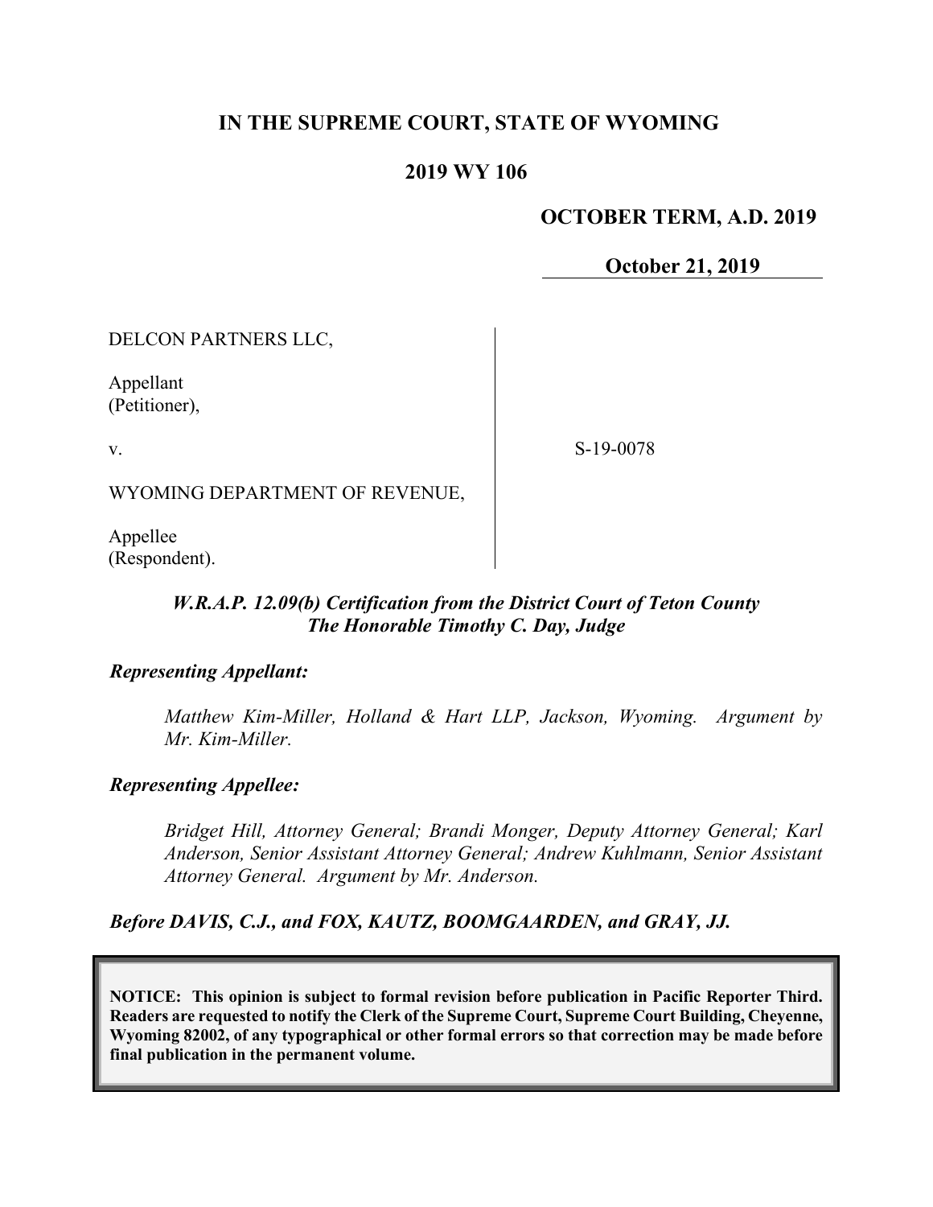# IN THE SUPREME COURT, STATE OF WYOMING

## 2019 WY 106

**OCTOBER TERM, A.D. 2019**

**October 21, 2019**

DELCON PARTNERS LLC,

Appellant
(Petitioner),

v.

WYOMING DEPARTMENT OF REVENUE,

Appellee
(Respondent).

S-19-0078

***W.R.A.P. 12.09(b) Certification from the District Court of Teton County***
***The Honorable Timothy C. Day, Judge***

***Representing Appellant:***

*Matthew Kim-Miller, Holland & Hart LLP, Jackson, Wyoming. Argument by Mr. Kim-Miller.*

***Representing Appellee:***

*Bridget Hill, Attorney General; Brandi Monger, Deputy Attorney General; Karl Anderson, Senior Assistant Attorney General; Andrew Kuhlmann, Senior Assistant Attorney General. Argument by Mr. Anderson.*

***Before DAVIS, C.J., and FOX, KAUTZ, BOOMGAARDEN, and GRAY, JJ.***

**NOTICE: This opinion is subject to formal revision before publication in Pacific Reporter Third. Readers are requested to notify the Clerk of the Supreme Court, Supreme Court Building, Cheyenne, Wyoming 82002, of any typographical or other formal errors so that correction may be made before final publication in the permanent volume.**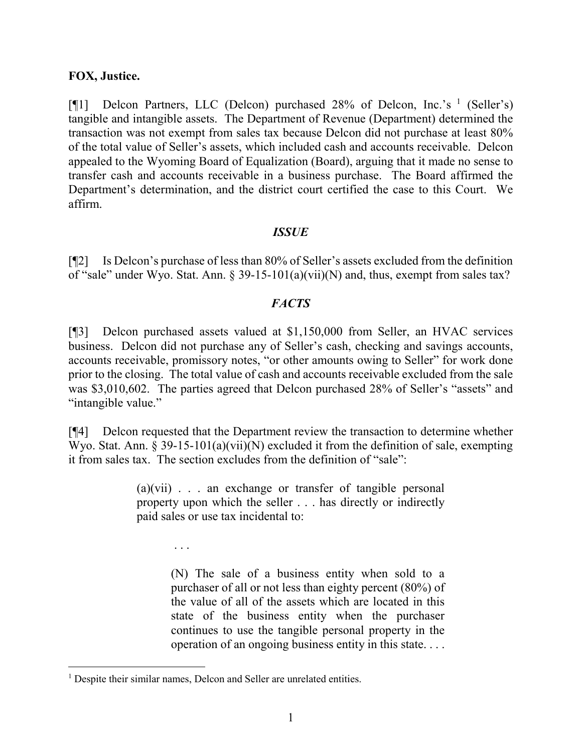**FOX, Justice.**

[¶1] Delcon Partners, LLC (Delcon) purchased 28% of Delcon, Inc.'s [1] (Seller's) tangible and intangible assets. The Department of Revenue (Department) determined the transaction was not exempt from sales tax because Delcon did not purchase at least 80% of the total value of Seller's assets, which included cash and accounts receivable. Delcon appealed to the Wyoming Board of Equalization (Board), arguing that it made no sense to transfer cash and accounts receivable in a business purchase. The Board affirmed the Department's determination, and the district court certified the case to this Court. We affirm.

## *ISSUE*

[¶2] Is Delcon's purchase of less than 80% of Seller's assets excluded from the definition of "sale" under Wyo. Stat. Ann. § 39-15-101(a)(vii)(N) and, thus, exempt from sales tax?

## *FACTS*

[¶3] Delcon purchased assets valued at $1,150,000 from Seller, an HVAC services business. Delcon did not purchase any of Seller's cash, checking and savings accounts, accounts receivable, promissory notes, "or other amounts owing to Seller" for work done prior to the closing. The total value of cash and accounts receivable excluded from the sale was $3,010,602. The parties agreed that Delcon purchased 28% of Seller's "assets" and "intangible value."

[¶4] Delcon requested that the Department review the transaction to determine whether Wyo. Stat. Ann. § 39-15-101(a)(vii)(N) excluded it from the definition of sale, exempting it from sales tax. The section excludes from the definition of "sale":

> (a)(vii) . . . an exchange or transfer of tangible personal property upon which the seller . . . has directly or indirectly paid sales or use tax incidental to:
>
> . . .
>
> (N) The sale of a business entity when sold to a purchaser of all or not less than eighty percent (80%) of the value of all of the assets which are located in this state of the business entity when the purchaser continues to use the tangible personal property in the operation of an ongoing business entity in this state. . . .

---

[1] Despite their similar names, Delcon and Seller are unrelated entities.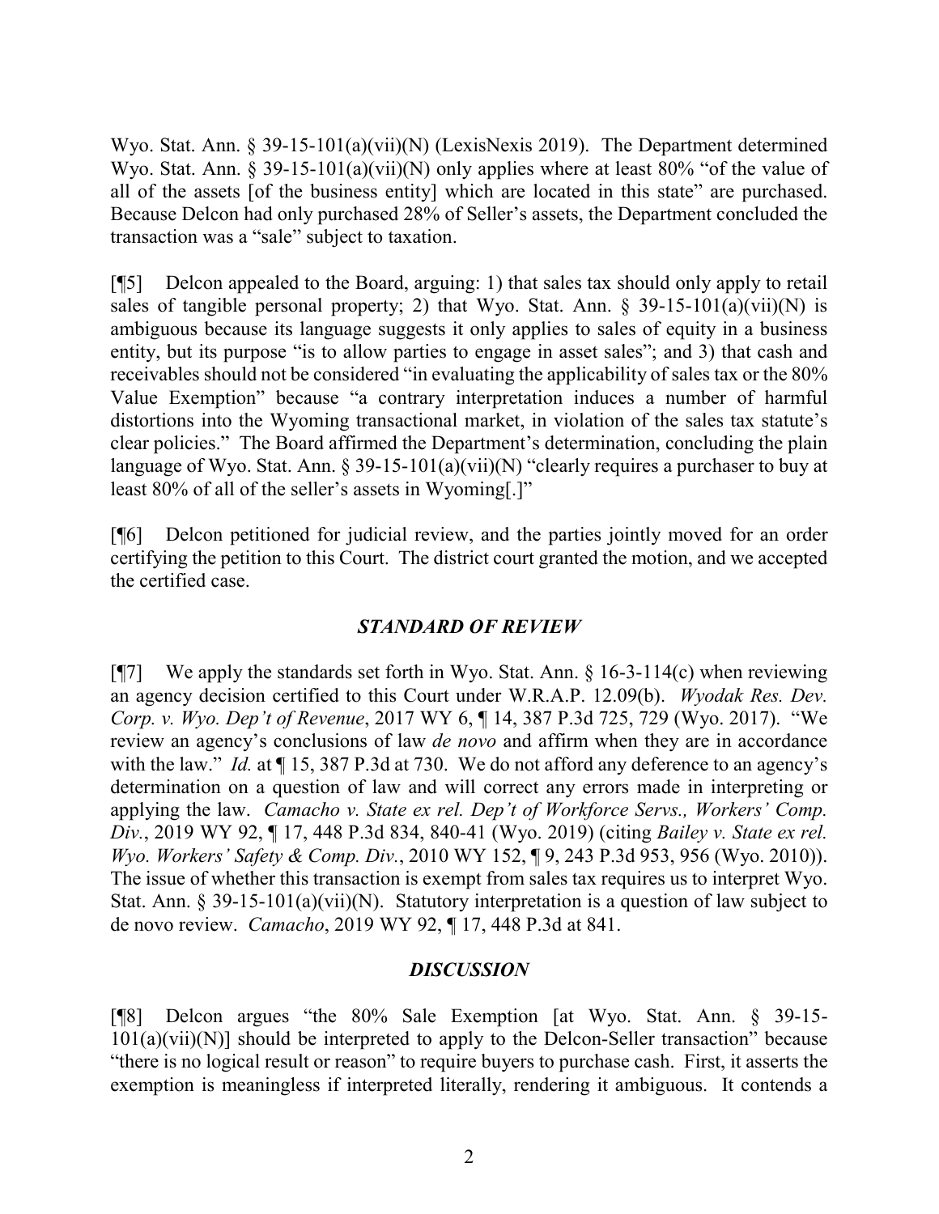Wyo. Stat. Ann. § 39-15-101(a)(vii)(N) (LexisNexis 2019). The Department determined Wyo. Stat. Ann. § 39-15-101(a)(vii)(N) only applies where at least 80% "of the value of all of the assets [of the business entity] which are located in this state" are purchased. Because Delcon had only purchased 28% of Seller's assets, the Department concluded the transaction was a "sale" subject to taxation.

[¶5] Delcon appealed to the Board, arguing: 1) that sales tax should only apply to retail sales of tangible personal property; 2) that Wyo. Stat. Ann. § 39-15-101(a)(vii)(N) is ambiguous because its language suggests it only applies to sales of equity in a business entity, but its purpose "is to allow parties to engage in asset sales"; and 3) that cash and receivables should not be considered "in evaluating the applicability of sales tax or the 80% Value Exemption" because "a contrary interpretation induces a number of harmful distortions into the Wyoming transactional market, in violation of the sales tax statute's clear policies." The Board affirmed the Department's determination, concluding the plain language of Wyo. Stat. Ann. § 39-15-101(a)(vii)(N) "clearly requires a purchaser to buy at least 80% of all of the seller's assets in Wyoming[.]"

[¶6] Delcon petitioned for judicial review, and the parties jointly moved for an order certifying the petition to this Court. The district court granted the motion, and we accepted the certified case.

## *STANDARD OF REVIEW*

[¶7] We apply the standards set forth in Wyo. Stat. Ann. § 16-3-114(c) when reviewing an agency decision certified to this Court under W.R.A.P. 12.09(b). *Wyodak Res. Dev. Corp. v. Wyo. Dep't of Revenue*, 2017 WY 6, ¶ 14, 387 P.3d 725, 729 (Wyo. 2017). "We review an agency's conclusions of law *de novo* and affirm when they are in accordance with the law." *Id.* at ¶ 15, 387 P.3d at 730. We do not afford any deference to an agency's determination on a question of law and will correct any errors made in interpreting or applying the law. *Camacho v. State ex rel. Dep't of Workforce Servs., Workers' Comp. Div.*, 2019 WY 92, ¶ 17, 448 P.3d 834, 840-41 (Wyo. 2019) (citing *Bailey v. State ex rel. Wyo. Workers' Safety & Comp. Div.*, 2010 WY 152, ¶ 9, 243 P.3d 953, 956 (Wyo. 2010)). The issue of whether this transaction is exempt from sales tax requires us to interpret Wyo. Stat. Ann. § 39-15-101(a)(vii)(N). Statutory interpretation is a question of law subject to de novo review. *Camacho*, 2019 WY 92, ¶ 17, 448 P.3d at 841.

## *DISCUSSION*

[¶8] Delcon argues "the 80% Sale Exemption [at Wyo. Stat. Ann. § 39-15-101(a)(vii)(N)] should be interpreted to apply to the Delcon-Seller transaction" because "there is no logical result or reason" to require buyers to purchase cash. First, it asserts the exemption is meaningless if interpreted literally, rendering it ambiguous. It contends a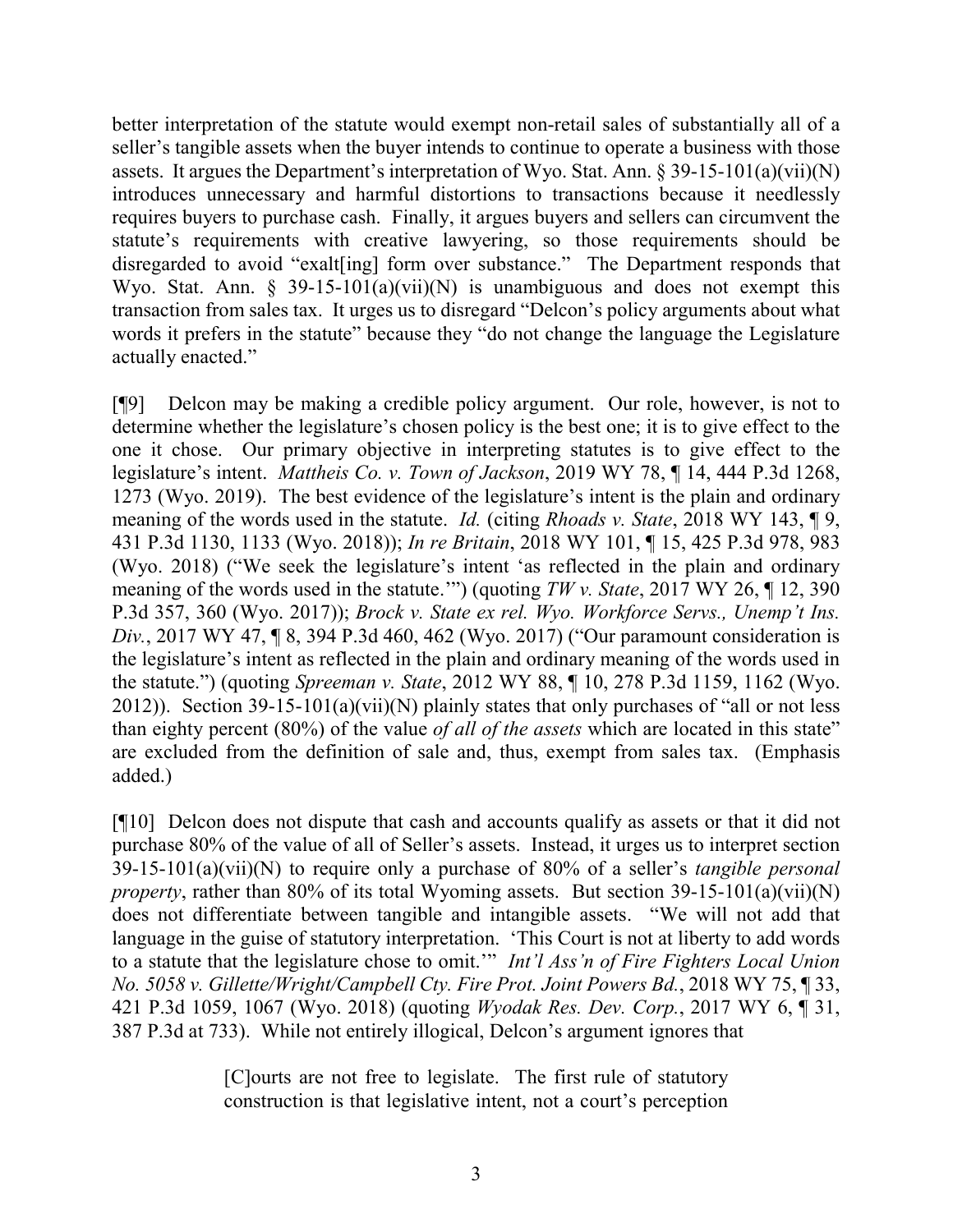better interpretation of the statute would exempt non-retail sales of substantially all of a seller's tangible assets when the buyer intends to continue to operate a business with those assets. It argues the Department's interpretation of Wyo. Stat. Ann. § 39-15-101(a)(vii)(N) introduces unnecessary and harmful distortions to transactions because it needlessly requires buyers to purchase cash. Finally, it argues buyers and sellers can circumvent the statute's requirements with creative lawyering, so those requirements should be disregarded to avoid "exalt[ing] form over substance." The Department responds that Wyo. Stat. Ann. § 39-15-101(a)(vii)(N) is unambiguous and does not exempt this transaction from sales tax. It urges us to disregard "Delcon's policy arguments about what words it prefers in the statute" because they "do not change the language the Legislature actually enacted."

[¶9] Delcon may be making a credible policy argument. Our role, however, is not to determine whether the legislature's chosen policy is the best one; it is to give effect to the one it chose. Our primary objective in interpreting statutes is to give effect to the legislature's intent. *Mattheis Co. v. Town of Jackson*, 2019 WY 78, ¶ 14, 444 P.3d 1268, 1273 (Wyo. 2019). The best evidence of the legislature's intent is the plain and ordinary meaning of the words used in the statute. *Id.* (citing *Rhoads v. State*, 2018 WY 143, ¶ 9, 431 P.3d 1130, 1133 (Wyo. 2018)); *In re Britain*, 2018 WY 101, ¶ 15, 425 P.3d 978, 983 (Wyo. 2018) ("We seek the legislature's intent 'as reflected in the plain and ordinary meaning of the words used in the statute.'") (quoting *TW v. State*, 2017 WY 26, ¶ 12, 390 P.3d 357, 360 (Wyo. 2017)); *Brock v. State ex rel. Wyo. Workforce Servs., Unemp't Ins. Div.*, 2017 WY 47, ¶ 8, 394 P.3d 460, 462 (Wyo. 2017) ("Our paramount consideration is the legislature's intent as reflected in the plain and ordinary meaning of the words used in the statute.") (quoting *Spreeman v. State*, 2012 WY 88, ¶ 10, 278 P.3d 1159, 1162 (Wyo. 2012)). Section 39-15-101(a)(vii)(N) plainly states that only purchases of "all or not less than eighty percent (80%) of the value *of all of the assets* which are located in this state" are excluded from the definition of sale and, thus, exempt from sales tax. (Emphasis added.)

[¶10] Delcon does not dispute that cash and accounts qualify as assets or that it did not purchase 80% of the value of all of Seller's assets. Instead, it urges us to interpret section 39-15-101(a)(vii)(N) to require only a purchase of 80% of a seller's *tangible personal property*, rather than 80% of its total Wyoming assets. But section 39-15-101(a)(vii)(N) does not differentiate between tangible and intangible assets. "We will not add that language in the guise of statutory interpretation. 'This Court is not at liberty to add words to a statute that the legislature chose to omit.'" *Int'l Ass'n of Fire Fighters Local Union No. 5058 v. Gillette/Wright/Campbell Cty. Fire Prot. Joint Powers Bd.*, 2018 WY 75, ¶ 33, 421 P.3d 1059, 1067 (Wyo. 2018) (quoting *Wyodak Res. Dev. Corp.*, 2017 WY 6, ¶ 31, 387 P.3d at 733). While not entirely illogical, Delcon's argument ignores that

> [C]ourts are not free to legislate. The first rule of statutory construction is that legislative intent, not a court's perception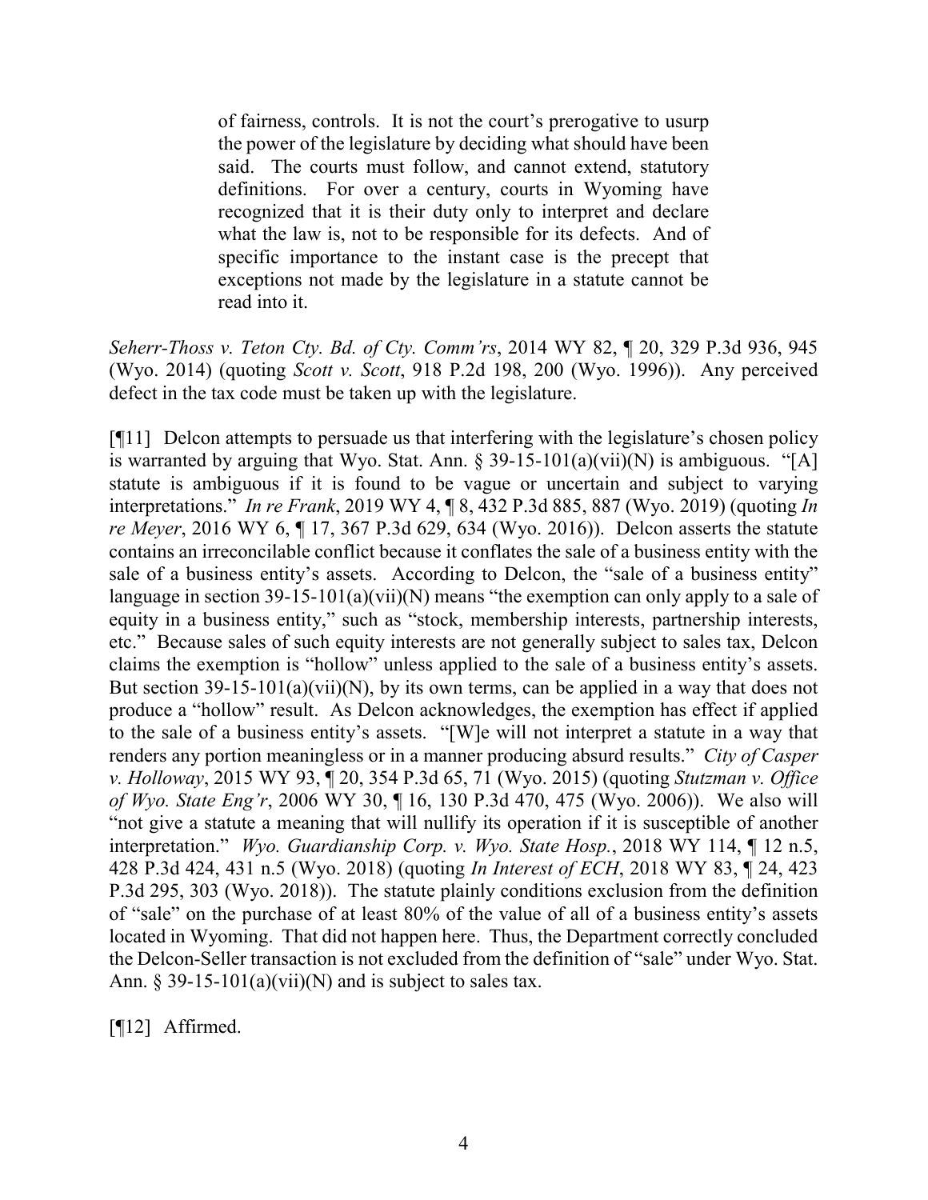> of fairness, controls. It is not the court's prerogative to usurp the power of the legislature by deciding what should have been said. The courts must follow, and cannot extend, statutory definitions. For over a century, courts in Wyoming have recognized that it is their duty only to interpret and declare what the law is, not to be responsible for its defects. And of specific importance to the instant case is the precept that exceptions not made by the legislature in a statute cannot be read into it.

*Seherr-Thoss v. Teton Cty. Bd. of Cty. Comm'rs*, 2014 WY 82, ¶ 20, 329 P.3d 936, 945 (Wyo. 2014) (quoting *Scott v. Scott*, 918 P.2d 198, 200 (Wyo. 1996)). Any perceived defect in the tax code must be taken up with the legislature.

[¶11] Delcon attempts to persuade us that interfering with the legislature's chosen policy is warranted by arguing that Wyo. Stat. Ann. § 39-15-101(a)(vii)(N) is ambiguous. "[A] statute is ambiguous if it is found to be vague or uncertain and subject to varying interpretations." *In re Frank*, 2019 WY 4, ¶ 8, 432 P.3d 885, 887 (Wyo. 2019) (quoting *In re Meyer*, 2016 WY 6, ¶ 17, 367 P.3d 629, 634 (Wyo. 2016)). Delcon asserts the statute contains an irreconcilable conflict because it conflates the sale of a business entity with the sale of a business entity's assets. According to Delcon, the "sale of a business entity" language in section 39-15-101(a)(vii)(N) means "the exemption can only apply to a sale of equity in a business entity," such as "stock, membership interests, partnership interests, etc." Because sales of such equity interests are not generally subject to sales tax, Delcon claims the exemption is "hollow" unless applied to the sale of a business entity's assets. But section 39-15-101(a)(vii)(N), by its own terms, can be applied in a way that does not produce a "hollow" result. As Delcon acknowledges, the exemption has effect if applied to the sale of a business entity's assets. "[W]e will not interpret a statute in a way that renders any portion meaningless or in a manner producing absurd results." *City of Casper v. Holloway*, 2015 WY 93, ¶ 20, 354 P.3d 65, 71 (Wyo. 2015) (quoting *Stutzman v. Office of Wyo. State Eng'r*, 2006 WY 30, ¶ 16, 130 P.3d 470, 475 (Wyo. 2006)). We also will "not give a statute a meaning that will nullify its operation if it is susceptible of another interpretation." *Wyo. Guardianship Corp. v. Wyo. State Hosp.*, 2018 WY 114, ¶ 12 n.5, 428 P.3d 424, 431 n.5 (Wyo. 2018) (quoting *In Interest of ECH*, 2018 WY 83, ¶ 24, 423 P.3d 295, 303 (Wyo. 2018)). The statute plainly conditions exclusion from the definition of "sale" on the purchase of at least 80% of the value of all of a business entity's assets located in Wyoming. That did not happen here. Thus, the Department correctly concluded the Delcon-Seller transaction is not excluded from the definition of "sale" under Wyo. Stat. Ann. § 39-15-101(a)(vii)(N) and is subject to sales tax.

[¶12] Affirmed.